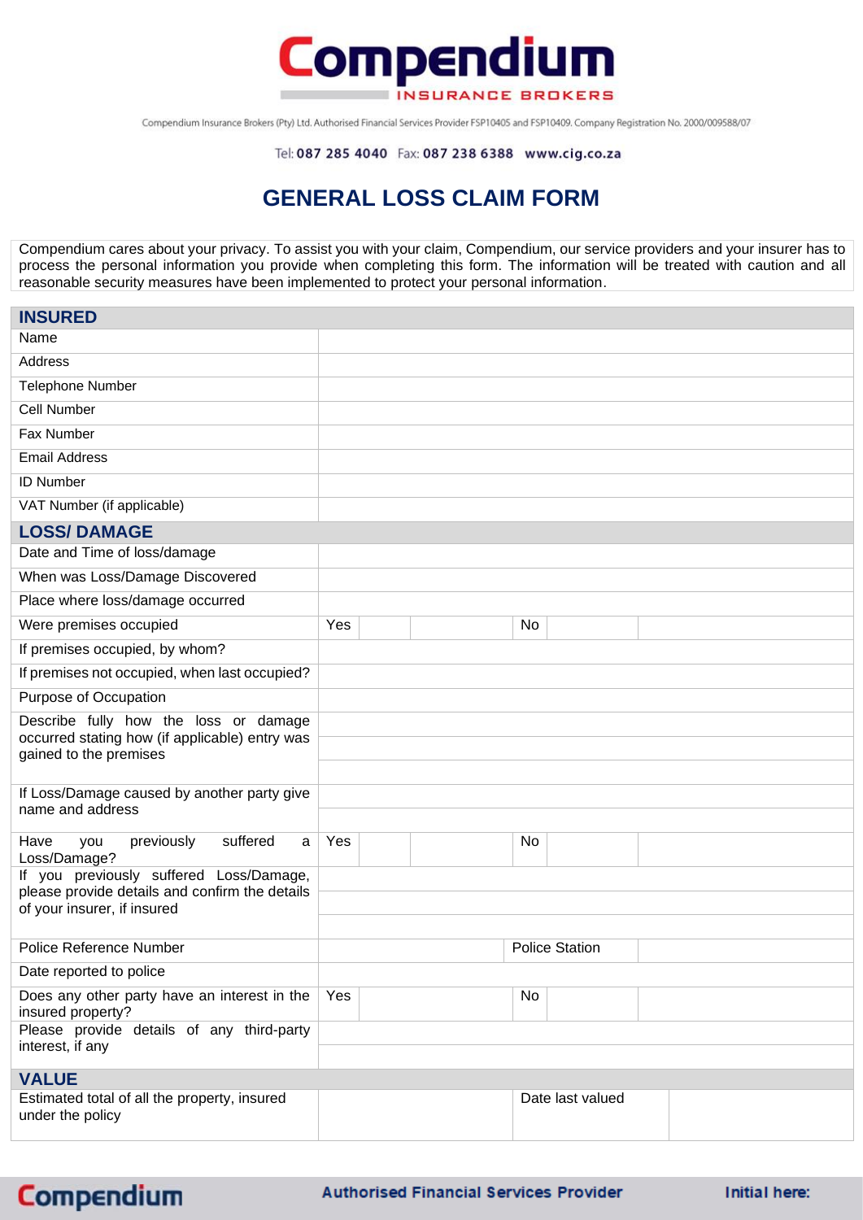# Compendium

INSURANCE BROKERS

Compendium Insurance Brokers (Pty) Ltd. Authorised Financial Services Provider FSP10405 and FSP10409. Company Registration No. 2000/009588/07

Tel: **087 285 4040** Fax: **087 238 6388** **www.cig.co.za**

## GENERAL LOSS CLAIM FORM

Compendium cares about your privacy. To assist you with your claim, Compendium, our service providers and your insurer has to process the personal information you provide when completing this form. The information will be treated with caution and all reasonable security measures have been implemented to protect your personal information.

| **INSURED** | | | | | | |
|---|---|---|---|---|---|---|
| Name | | | | | | |
| Address | | | | | | |
| Telephone Number | | | | | | |
| Cell Number | | | | | | |
| Fax Number | | | | | | |
| Email Address | | | | | | |
| ID Number | | | | | | |
| VAT Number (if applicable) | | | | | | |
| **LOSS/ DAMAGE** | | | | | | |
| Date and Time of loss/damage | | | | | | |
| When was Loss/Damage Discovered | | | | | | |
| Place where loss/damage occurred | | | | | | |
| Were premises occupied | Yes | | | No | | |
| If premises occupied, by whom? | | | | | | |
| If premises not occupied, when last occupied? | | | | | | |
| Purpose of Occupation | | | | | | |
| Describe fully how the loss or damage occurred stating how (if applicable) entry was gained to the premises | | | | | | |
| If Loss/Damage caused by another party give name and address | | | | | | |
| Have you previously suffered a Loss/Damage? | Yes | | | No | | |
| If you previously suffered Loss/Damage, please provide details and confirm the details of your insurer, if insured | | | | | | |
| Police Reference Number | | | | Police Station | | |
| Date reported to police | | | | | | |
| Does any other party have an interest in the insured property? | Yes | | | No | | |
| Please provide details of any third-party interest, if any | | | | | | |
| **VALUE** | | | | | | |
| Estimated total of all the property, insured under the policy | | | | Date last valued | | |

Initial here: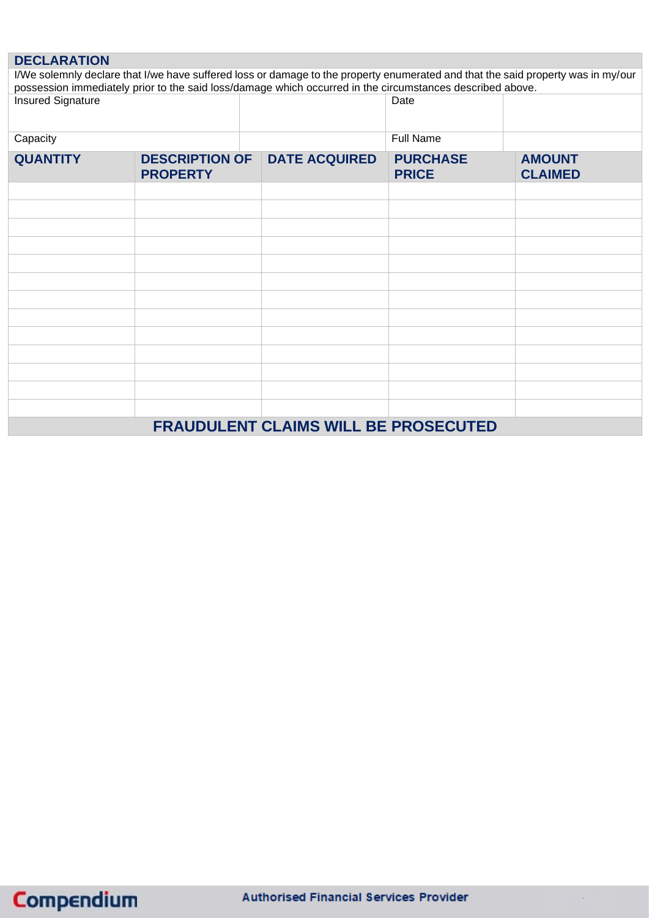## DECLARATION

I/We solemnly declare that I/we have suffered loss or damage to the property enumerated and that the said property was in my/our possession immediately prior to the said loss/damage which occurred in the circumstances described above.

| | | | |
|---|---|---|---|
| Insured Signature | | Date | |
| Capacity | | Full Name | |

| QUANTITY | DESCRIPTION OF PROPERTY | DATE ACQUIRED | PURCHASE PRICE | AMOUNT CLAIMED |
|---|---|---|---|---|
| | | | | |
| | | | | |
| | | | | |
| | | | | |
| | | | | |
| | | | | |
| | | | | |
| | | | | |
| | | | | |
| | | | | |
| | | | | |
| | | | | |
| | | | | |

**FRAUDULENT CLAIMS WILL BE PROSECUTED**

Compendium

Authorised Financial Services Provider